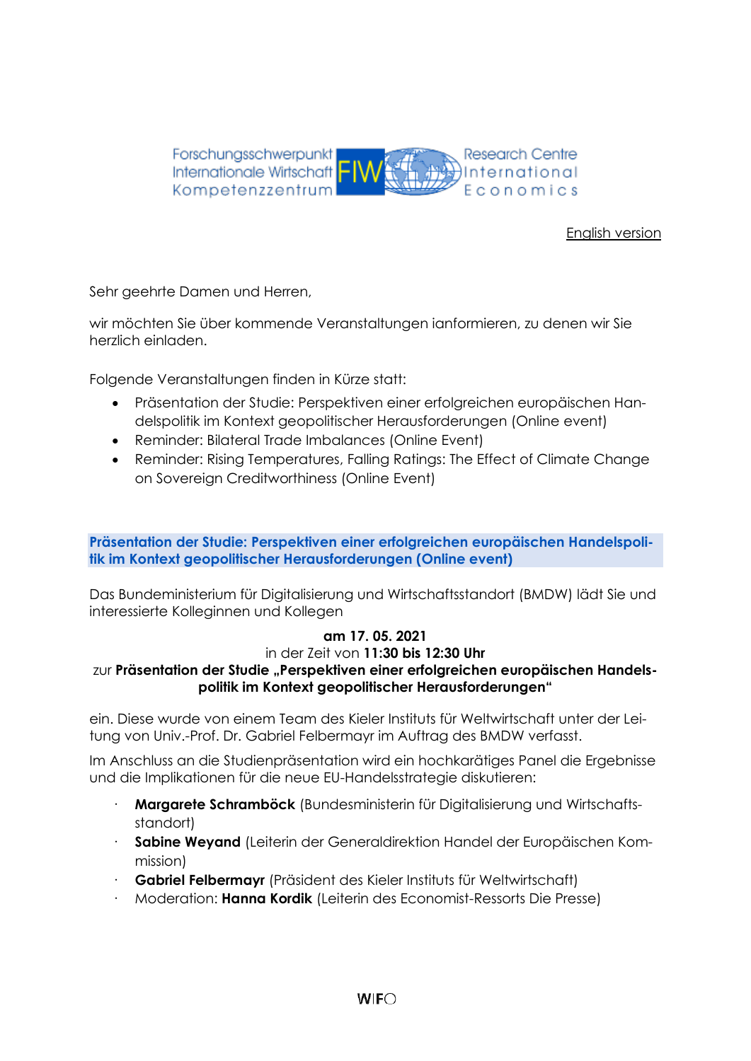Forschungsschwerpunkt Internationale Wirtschaft Kompetenzzentrum FIW Research Centre International Economics

English version

Sehr geehrte Damen und Herren,

wir möchten Sie über kommende Veranstaltungen ianformieren, zu denen wir Sie herzlich einladen.

Folgende Veranstaltungen finden in Kürze statt:

- Präsentation der Studie: Perspektiven einer erfolgreichen europäischen Handelspolitik im Kontext geopolitischer Herausforderungen (Online event)
- Reminder: Bilateral Trade Imbalances (Online Event)
- Reminder: Rising Temperatures, Falling Ratings: The Effect of Climate Change on Sovereign Creditworthiness (Online Event)

## Präsentation der Studie: Perspektiven einer erfolgreichen europäischen Handelspolitik im Kontext geopolitischer Herausforderungen (Online event)

Das Bundeministerium für Digitalisierung und Wirtschaftsstandort (BMDW) lädt Sie und interessierte Kolleginnen und Kollegen

**am 17. 05. 2021**
in der Zeit von **11:30 bis 12:30 Uhr**
zur **Präsentation der Studie „Perspektiven einer erfolgreichen europäischen Handelspolitik im Kontext geopolitischer Herausforderungen“**

ein. Diese wurde von einem Team des Kieler Instituts für Weltwirtschaft unter der Leitung von Univ.-Prof. Dr. Gabriel Felbermayr im Auftrag des BMDW verfasst.

Im Anschluss an die Studienpräsentation wird ein hochkarätiges Panel die Ergebnisse und die Implikationen für die neue EU-Handelsstrategie diskutieren:

- **Margarete Schramböck** (Bundesministerin für Digitalisierung und Wirtschaftsstandort)
- **Sabine Weyand** (Leiterin der Generaldirektion Handel der Europäischen Kommission)
- **Gabriel Felbermayr** (Präsident des Kieler Instituts für Weltwirtschaft)
- Moderation: **Hanna Kordik** (Leiterin des Economist-Ressorts Die Presse)

WIFO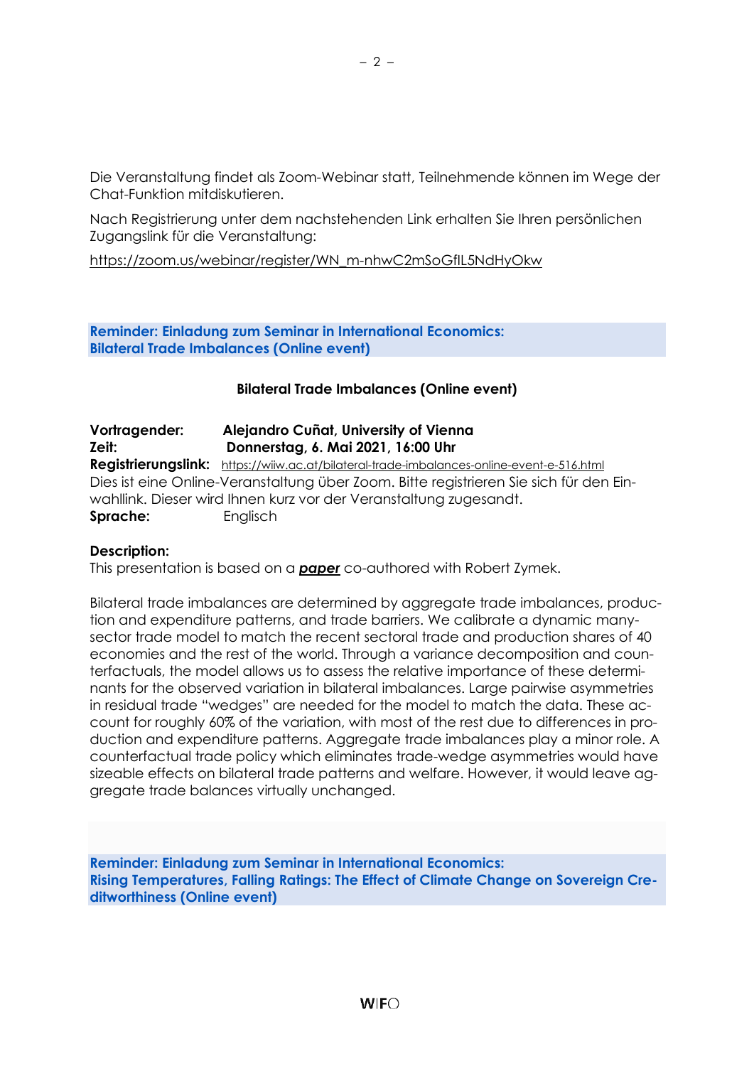Die Veranstaltung findet als Zoom-Webinar statt, Teilnehmende können im Wege der Chat-Funktion mitdiskutieren.

Nach Registrierung unter dem nachstehenden Link erhalten Sie Ihren persönlichen Zugangslink für die Veranstaltung:

https://zoom.us/webinar/register/WN_m-nhwC2mSoGfIL5NdHyOkw

## Reminder: Einladung zum Seminar in International Economics: Bilateral Trade Imbalances (Online event)

### Bilateral Trade Imbalances (Online event)

**Vortragender:** **Alejandro Cuñat, University of Vienna**
**Zeit:** **Donnerstag, 6. Mai 2021, 16:00 Uhr**
**Registrierungslink:** https://wiiw.ac.at/bilateral-trade-imbalances-online-event-e-516.html
Dies ist eine Online-Veranstaltung über Zoom. Bitte registrieren Sie sich für den Einwahllink. Dieser wird Ihnen kurz vor der Veranstaltung zugesandt.
**Sprache:** Englisch

**Description:**
This presentation is based on a ***paper*** co-authored with Robert Zymek.

Bilateral trade imbalances are determined by aggregate trade imbalances, production and expenditure patterns, and trade barriers. We calibrate a dynamic many-sector trade model to match the recent sectoral trade and production shares of 40 economies and the rest of the world. Through a variance decomposition and counterfactuals, the model allows us to assess the relative importance of these determinants for the observed variation in bilateral imbalances. Large pairwise asymmetries in residual trade "wedges" are needed for the model to match the data. These account for roughly 60% of the variation, with most of the rest due to differences in production and expenditure patterns. Aggregate trade imbalances play a minor role. A counterfactual trade policy which eliminates trade-wedge asymmetries would have sizeable effects on bilateral trade patterns and welfare. However, it would leave aggregate trade balances virtually unchanged.

## Reminder: Einladung zum Seminar in International Economics: Rising Temperatures, Falling Ratings: The Effect of Climate Change on Sovereign Creditworthiness (Online event)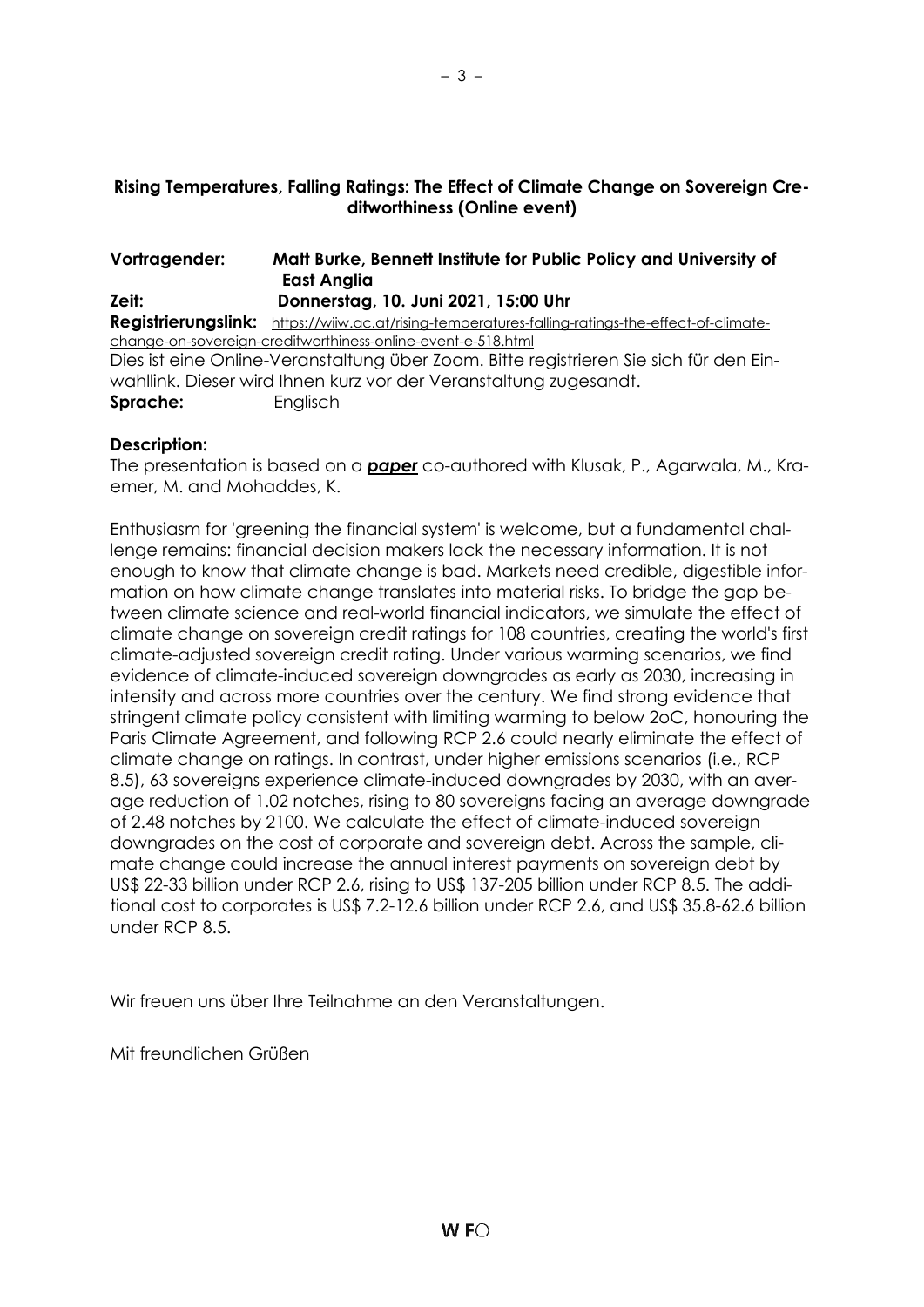**Rising Temperatures, Falling Ratings: The Effect of Climate Change on Sovereign Creditworthiness (Online event)**

**Vortragender:** **Matt Burke, Bennett Institute for Public Policy and University of East Anglia**

**Zeit:** **Donnerstag, 10. Juni 2021, 15:00 Uhr**

**Registrierungslink:** https://wiiw.ac.at/rising-temperatures-falling-ratings-the-effect-of-climate-change-on-sovereign-creditworthiness-online-event-e-518.html

Dies ist eine Online-Veranstaltung über Zoom. Bitte registrieren Sie sich für den Einwahllink. Dieser wird Ihnen kurz vor der Veranstaltung zugesandt.

**Sprache:** Englisch

**Description:**

The presentation is based on a ***paper*** co-authored with Klusak, P., Agarwala, M., Kraemer, M. and Mohaddes, K.

Enthusiasm for 'greening the financial system' is welcome, but a fundamental challenge remains: financial decision makers lack the necessary information. It is not enough to know that climate change is bad. Markets need credible, digestible information on how climate change translates into material risks. To bridge the gap between climate science and real-world financial indicators, we simulate the effect of climate change on sovereign credit ratings for 108 countries, creating the world's first climate-adjusted sovereign credit rating. Under various warming scenarios, we find evidence of climate-induced sovereign downgrades as early as 2030, increasing in intensity and across more countries over the century. We find strong evidence that stringent climate policy consistent with limiting warming to below 2oC, honouring the Paris Climate Agreement, and following RCP 2.6 could nearly eliminate the effect of climate change on ratings. In contrast, under higher emissions scenarios (i.e., RCP 8.5), 63 sovereigns experience climate-induced downgrades by 2030, with an average reduction of 1.02 notches, rising to 80 sovereigns facing an average downgrade of 2.48 notches by 2100. We calculate the effect of climate-induced sovereign downgrades on the cost of corporate and sovereign debt. Across the sample, climate change could increase the annual interest payments on sovereign debt by US$ 22-33 billion under RCP 2.6, rising to US$ 137-205 billion under RCP 8.5. The additional cost to corporates is US$ 7.2-12.6 billion under RCP 2.6, and US$ 35.8-62.6 billion under RCP 8.5.

Wir freuen uns über Ihre Teilnahme an den Veranstaltungen.

Mit freundlichen Grüßen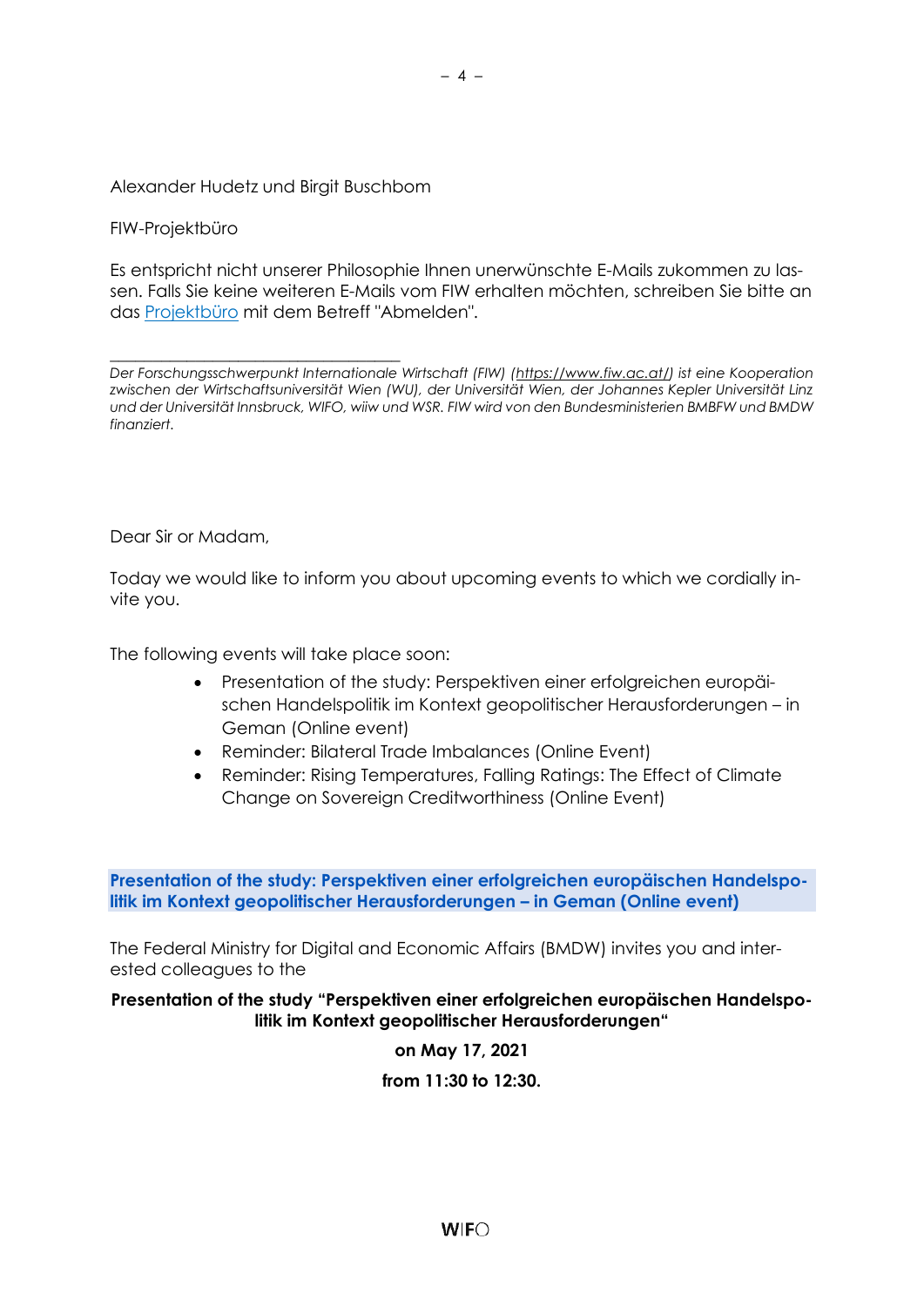Alexander Hudetz und Birgit Buschbom

FIW-Projektbüro

Es entspricht nicht unserer Philosophie Ihnen unerwünschte E-Mails zukommen zu lassen. Falls Sie keine weiteren E-Mails vom FIW erhalten möchten, schreiben Sie bitte an das [Projektbüro] mit dem Betreff "Abmelden".

---

*Der Forschungsschwerpunkt Internationale Wirtschaft (FIW) (https://www.fiw.ac.at/) ist eine Kooperation zwischen der Wirtschaftsuniversität Wien (WU), der Universität Wien, der Johannes Kepler Universität Linz und der Universität Innsbruck, WIFO, wiiw und WSR. FIW wird von den Bundesministerien BMBFW und BMDW finanziert.*

Dear Sir or Madam,

Today we would like to inform you about upcoming events to which we cordially invite you.

The following events will take place soon:

- Presentation of the study: Perspektiven einer erfolgreichen europäischen Handelspolitik im Kontext geopolitischer Herausforderungen – in Geman (Online event)
- Reminder: Bilateral Trade Imbalances (Online Event)
- Reminder: Rising Temperatures, Falling Ratings: The Effect of Climate Change on Sovereign Creditworthiness (Online Event)

## Presentation of the study: Perspektiven einer erfolgreichen europäischen Handelspolitik im Kontext geopolitischer Herausforderungen – in Geman (Online event)

The Federal Ministry for Digital and Economic Affairs (BMDW) invites you and interested colleagues to the

**Presentation of the study "Perspektiven einer erfolgreichen europäischen Handelspolitik im Kontext geopolitischer Herausforderungen"**

**on May 17, 2021**

**from 11:30 to 12:30.**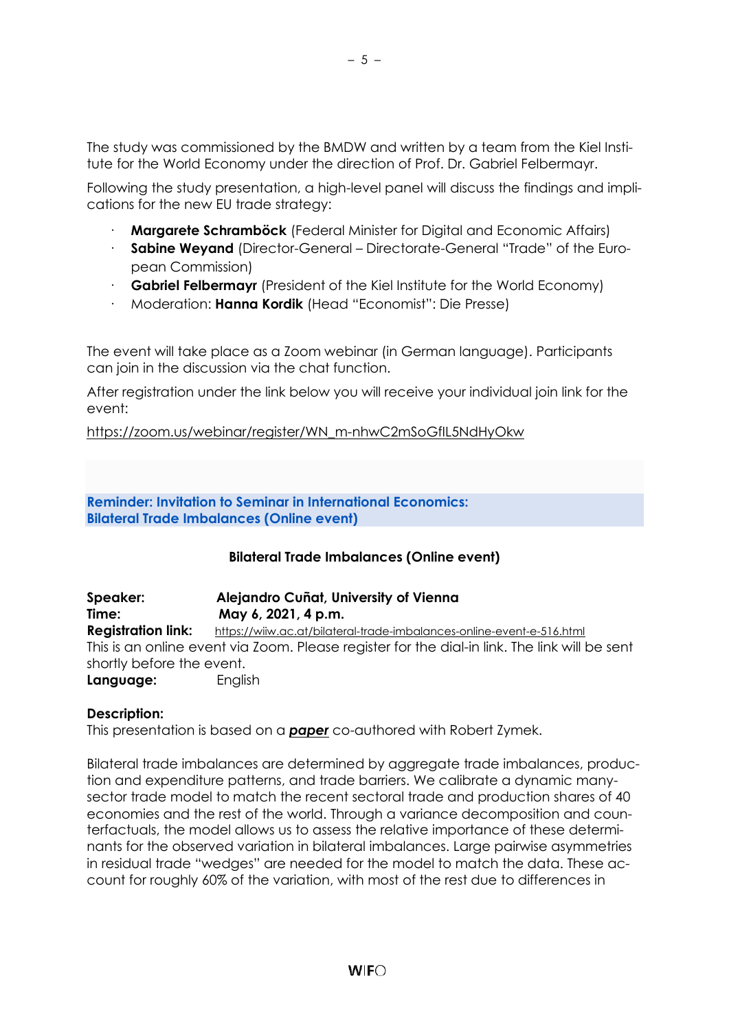The study was commissioned by the BMDW and written by a team from the Kiel Institute for the World Economy under the direction of Prof. Dr. Gabriel Felbermayr.

Following the study presentation, a high-level panel will discuss the findings and implications for the new EU trade strategy:

- **Margarete Schramböck** (Federal Minister for Digital and Economic Affairs)
- **Sabine Weyand** (Director-General – Directorate-General "Trade" of the European Commission)
- **Gabriel Felbermayr** (President of the Kiel Institute for the World Economy)
- Moderation: **Hanna Kordik** (Head "Economist": Die Presse)

The event will take place as a Zoom webinar (in German language). Participants can join in the discussion via the chat function.

After registration under the link below you will receive your individual join link for the event:

https://zoom.us/webinar/register/WN_m-nhwC2mSoGflL5NdHyOkw

## Reminder: Invitation to Seminar in International Economics: Bilateral Trade Imbalances (Online event)

### Bilateral Trade Imbalances (Online event)

**Speaker:** **Alejandro Cuñat, University of Vienna**
**Time:** **May 6, 2021, 4 p.m.**
**Registration link:** https://wiiw.ac.at/bilateral-trade-imbalances-online-event-e-516.html
This is an online event via Zoom. Please register for the dial-in link. The link will be sent shortly before the event.
**Language:** English

**Description:**
This presentation is based on a ***paper*** co-authored with Robert Zymek.

Bilateral trade imbalances are determined by aggregate trade imbalances, production and expenditure patterns, and trade barriers. We calibrate a dynamic many-sector trade model to match the recent sectoral trade and production shares of 40 economies and the rest of the world. Through a variance decomposition and counterfactuals, the model allows us to assess the relative importance of these determinants for the observed variation in bilateral imbalances. Large pairwise asymmetries in residual trade "wedges" are needed for the model to match the data. These account for roughly 60% of the variation, with most of the rest due to differences in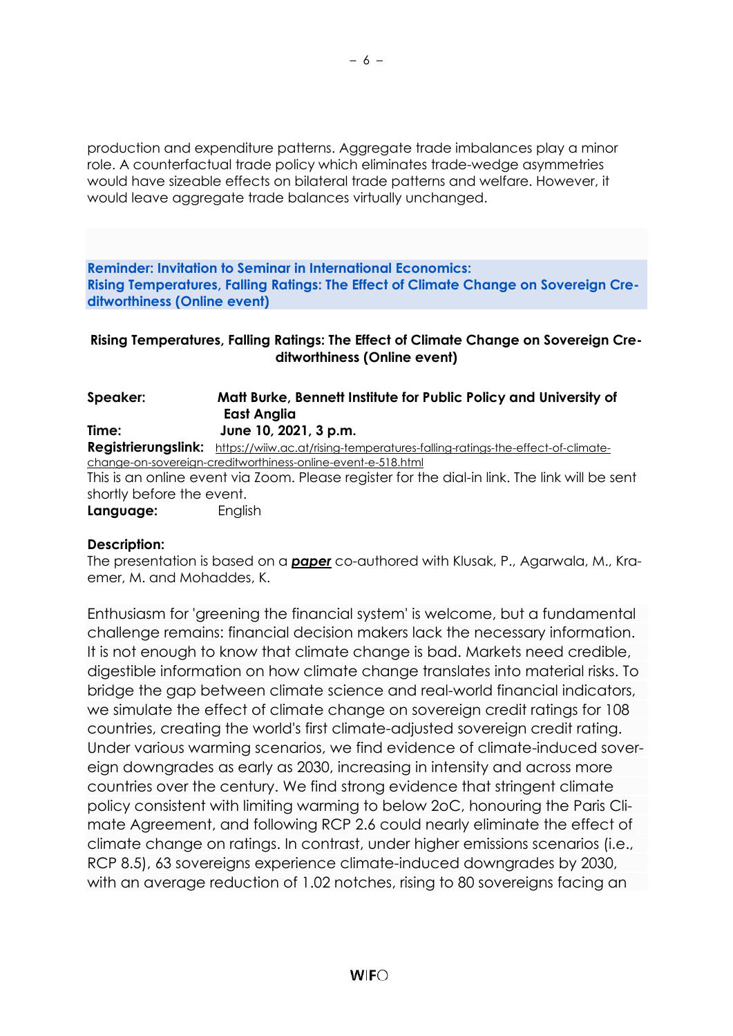production and expenditure patterns. Aggregate trade imbalances play a minor role. A counterfactual trade policy which eliminates trade-wedge asymmetries would have sizeable effects on bilateral trade patterns and welfare. However, it would leave aggregate trade balances virtually unchanged.

## Reminder: Invitation to Seminar in International Economics: Rising Temperatures, Falling Ratings: The Effect of Climate Change on Sovereign Creditworthiness (Online event)

### Rising Temperatures, Falling Ratings: The Effect of Climate Change on Sovereign Creditworthiness (Online event)

**Speaker:** **Matt Burke, Bennett Institute for Public Policy and University of East Anglia**
**Time:** **June 10, 2021, 3 p.m.**
**Registrierungslink:** https://wiiw.ac.at/rising-temperatures-falling-ratings-the-effect-of-climate-change-on-sovereign-creditworthiness-online-event-e-518.html
This is an online event via Zoom. Please register for the dial-in link. The link will be sent shortly before the event.
**Language:** English

**Description:**
The presentation is based on a ***paper*** co-authored with Klusak, P., Agarwala, M., Kraemer, M. and Mohaddes, K.

Enthusiasm for 'greening the financial system' is welcome, but a fundamental challenge remains: financial decision makers lack the necessary information. It is not enough to know that climate change is bad. Markets need credible, digestible information on how climate change translates into material risks. To bridge the gap between climate science and real-world financial indicators, we simulate the effect of climate change on sovereign credit ratings for 108 countries, creating the world's first climate-adjusted sovereign credit rating. Under various warming scenarios, we find evidence of climate-induced sovereign downgrades as early as 2030, increasing in intensity and across more countries over the century. We find strong evidence that stringent climate policy consistent with limiting warming to below 2oC, honouring the Paris Climate Agreement, and following RCP 2.6 could nearly eliminate the effect of climate change on ratings. In contrast, under higher emissions scenarios (i.e., RCP 8.5), 63 sovereigns experience climate-induced downgrades by 2030, with an average reduction of 1.02 notches, rising to 80 sovereigns facing an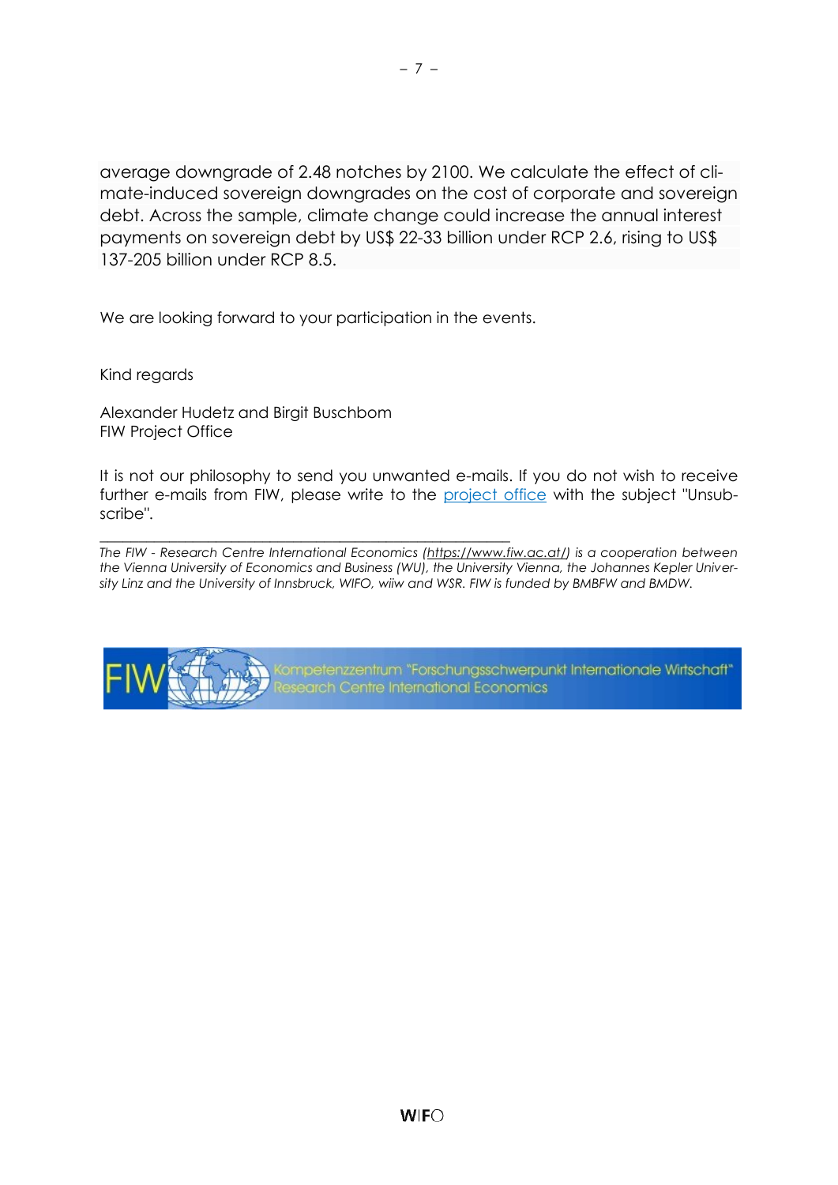average downgrade of 2.48 notches by 2100. We calculate the effect of climate-induced sovereign downgrades on the cost of corporate and sovereign debt. Across the sample, climate change could increase the annual interest payments on sovereign debt by US$ 22-33 billion under RCP 2.6, rising to US$ 137-205 billion under RCP 8.5.

We are looking forward to your participation in the events.

Kind regards

Alexander Hudetz and Birgit Buschbom
FIW Project Office

It is not our philosophy to send you unwanted e-mails. If you do not wish to receive further e-mails from FIW, please write to the project office with the subject "Unsubscribe".

---

*The FIW - Research Centre International Economics (https://www.fiw.ac.at/) is a cooperation between the Vienna University of Economics and Business (WU), the University Vienna, the Johannes Kepler University Linz and the University of Innsbruck, WIFO, wiiw and WSR. FIW is funded by BMBFW and BMDW.*

FIW Kompetenzzentrum "Forschungsschwerpunkt Internationale Wirtschaft"
Research Centre International Economics